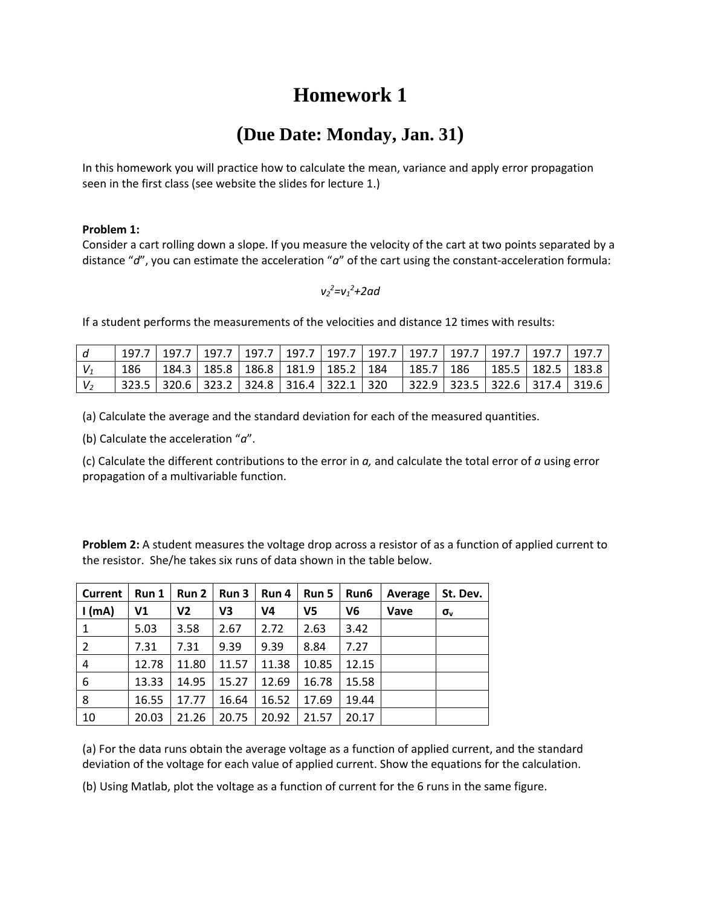# Homework 1

## (Due Date: Monday, Jan. 31)

In this homework you will practice how to calculate the mean, variance and apply error propagation seen in the first class (see website the slides for lecture 1.)

**Problem 1:**

Consider a cart rolling down a slope. If you measure the velocity of the cart at two points separated by a distance "*d*", you can estimate the acceleration "*a*" of the cart using the constant-acceleration formula:

$$v_2^2=v_1^2+2ad$$

If a student performs the measurements of the velocities and distance 12 times with results:

| $d$ | 197.7 | 197.7 | 197.7 | 197.7 | 197.7 | 197.7 | 197.7 | 197.7 | 197.7 | 197.7 | 197.7 | 197.7 |
|---|---|---|---|---|---|---|---|---|---|---|---|---|
| $V_1$ | 186 | 184.3 | 185.8 | 186.8 | 181.9 | 185.2 | 184 | 185.7 | 186 | 185.5 | 182.5 | 183.8 |
| $V_2$ | 323.5 | 320.6 | 323.2 | 324.8 | 316.4 | 322.1 | 320 | 322.9 | 323.5 | 322.6 | 317.4 | 319.6 |

(a) Calculate the average and the standard deviation for each of the measured quantities.

(b) Calculate the acceleration "*a*".

(c) Calculate the different contributions to the error in *a,* and calculate the total error of *a* using error propagation of a multivariable function.

**Problem 2:** A student measures the voltage drop across a resistor of as a function of applied current to the resistor. She/he takes six runs of data shown in the table below.

| **Current** | **Run 1** | **Run 2** | **Run 3** | **Run 4** | **Run 5** | **Run6** | **Average** | **St. Dev.** |
|---|---|---|---|---|---|---|---|---|
| **I (mA)** | **V1** | **V2** | **V3** | **V4** | **V5** | **V6** | **Vave** | **$\sigma_v$** |
| 1 | 5.03 | 3.58 | 2.67 | 2.72 | 2.63 | 3.42 | | |
| 2 | 7.31 | 7.31 | 9.39 | 9.39 | 8.84 | 7.27 | | |
| 4 | 12.78 | 11.80 | 11.57 | 11.38 | 10.85 | 12.15 | | |
| 6 | 13.33 | 14.95 | 15.27 | 12.69 | 16.78 | 15.58 | | |
| 8 | 16.55 | 17.77 | 16.64 | 16.52 | 17.69 | 19.44 | | |
| 10 | 20.03 | 21.26 | 20.75 | 20.92 | 21.57 | 20.17 | | |

(a) For the data runs obtain the average voltage as a function of applied current, and the standard deviation of the voltage for each value of applied current. Show the equations for the calculation.

(b) Using Matlab, plot the voltage as a function of current for the 6 runs in the same figure.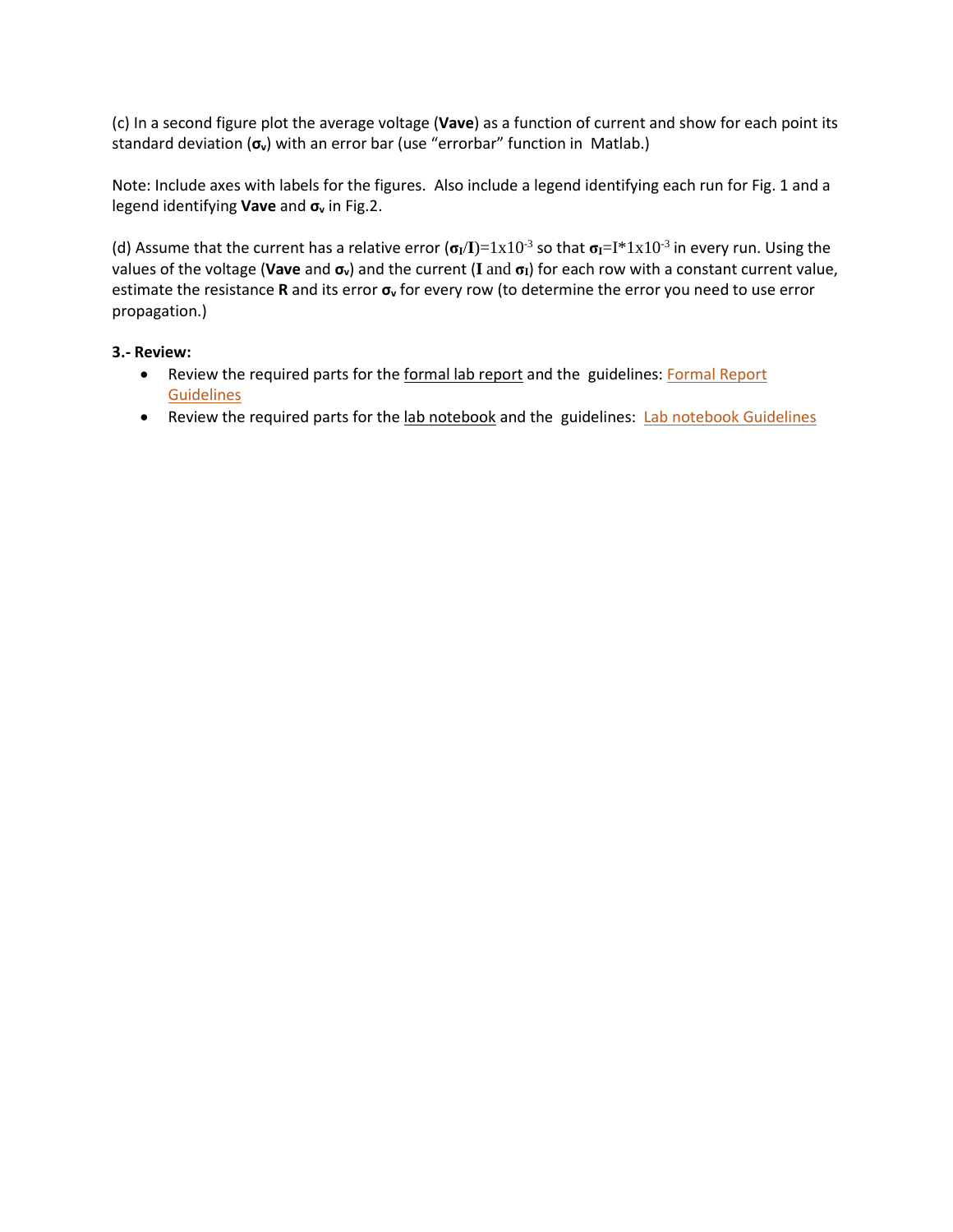(c) In a second figure plot the average voltage (**Vave**) as a function of current and show for each point its standard deviation ($\sigma_v$) with an error bar (use "errorbar" function in Matlab.)

Note: Include axes with labels for the figures. Also include a legend identifying each run for Fig. 1 and a legend identifying **Vave** and $\sigma_v$ in Fig.2.

(d) Assume that the current has a relative error ($\sigma_I/I$)=$1x10^{-3}$ so that $\sigma_I = I*1x10^{-3}$ in every run. Using the values of the voltage (**Vave** and $\sigma_v$) and the current (**I** and $\sigma_I$) for each row with a constant current value, estimate the resistance **R** and its error $\sigma_v$ for every row (to determine the error you need to use error propagation.)

**3.- Review:**

- Review the required parts for the formal lab report and the guidelines: Formal Report Guidelines
- Review the required parts for the lab notebook and the guidelines: Lab notebook Guidelines